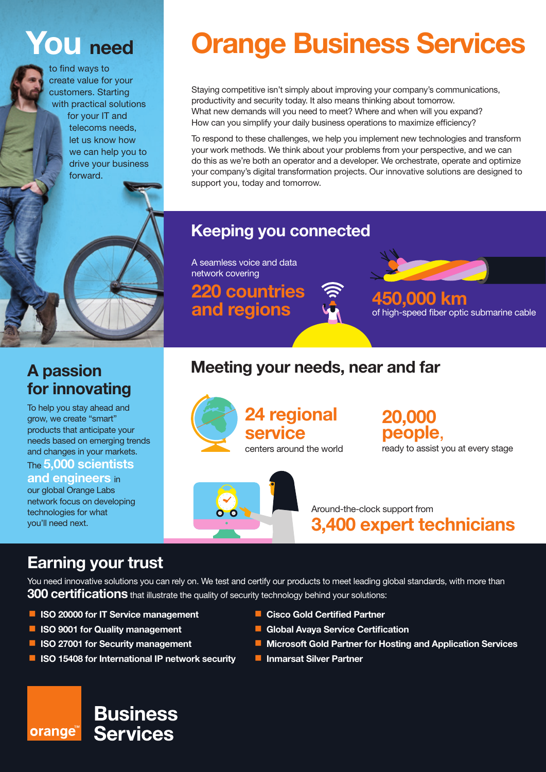# Orange Business Services

**You need** to find ways to create value for your customers. Starting with practical solutions for your IT and telecoms needs, let us know how we can help you to drive your business forward.

Staying competitive isn't simply about improving your company's communications, productivity and security today. It also means thinking about tomorrow. What new demands will you need to meet? Where and when will you expand? How can you simplify your daily business operations to maximize efficiency?

To respond to these challenges, we help you implement new technologies and transform your work methods. We think about your problems from your perspective, and we can do this as we're both an operator and a developer. We orchestrate, operate and optimize your company's digital transformation projects. Our innovative solutions are designed to support you, today and tomorrow.

## Keeping you connected

A seamless voice and data network covering **220 countries and regions**

**450,000 km** of high-speed fiber optic submarine cable

## A passion for innovating

To help you stay ahead and grow, we create "smart" products that anticipate your needs based on emerging trends and changes in your markets. The **5,000 scientists and engineers** in our global Orange Labs network focus on developing technologies for what you'll need next.

## Meeting your needs, near and far

**24 regional service** centers around the world

**20,000 people,** ready to assist you at every stage

Around-the-clock support from **3,400 expert technicians**

## Earning your trust

You need innovative solutions you can rely on. We test and certify our products to meet leading global standards, with more than **300 certifications** that illustrate the quality of security technology behind your solutions:

- **ISO 20000 for IT Service management**
- **ISO 9001 for Quality management**
- **ISO 27001 for Security management**
- **ISO 15408 for International IP network security**
- **Cisco Gold Certified Partner**
- **Global Avaya Service Certification**
- **Microsoft Gold Partner for Hosting and Application Services**
- **Inmarsat Silver Partner**

orange™ **Business Services**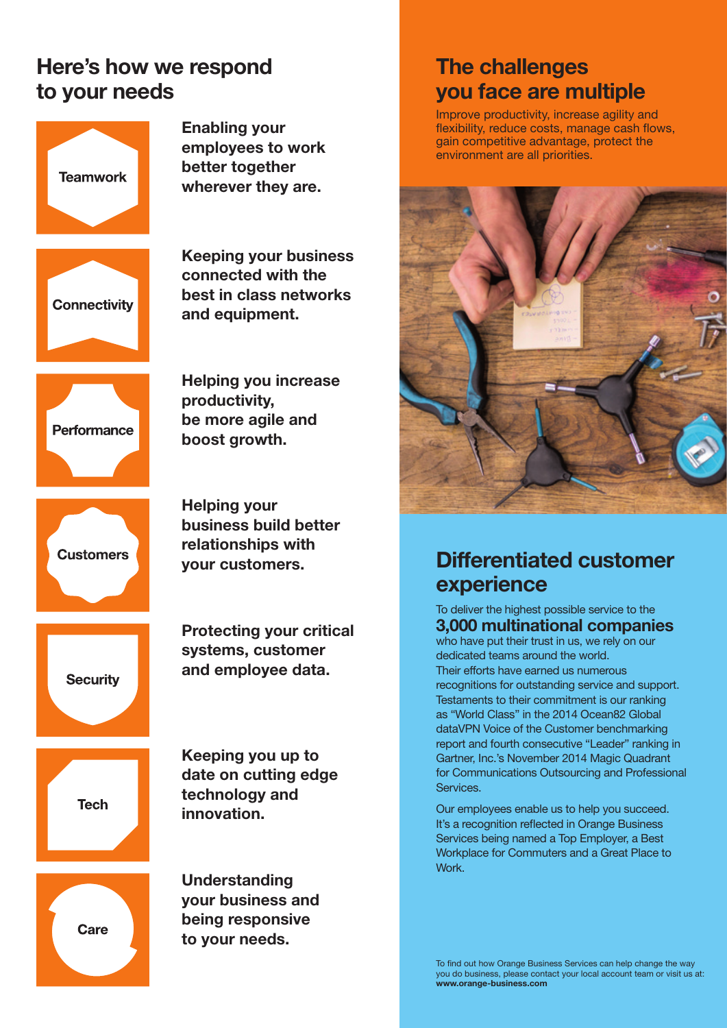## Here's how we respond to your needs

**Teamwork**

**Enabling your employees to work better together wherever they are.**

**Connectivity**

**Keeping your business connected with the best in class networks and equipment.**

**Performance**

**Helping you increase productivity, be more agile and boost growth.**

**Customers**

**Helping your business build better relationships with your customers.**

**Security**

**Protecting your critical systems, customer and employee data.**

**Tech**

**Keeping you up to date on cutting edge technology and innovation.**

**Care**

**Understanding your business and being responsive to your needs.**

## The challenges you face are multiple

Improve productivity, increase agility and flexibility, reduce costs, manage cash flows, gain competitive advantage, protect the environment are all priorities.

## Differentiated customer experience

To deliver the highest possible service to the **3,000 multinational companies** who have put their trust in us, we rely on our dedicated teams around the world. Their efforts have earned us numerous recognitions for outstanding service and support. Testaments to their commitment is our ranking as "World Class" in the 2014 Ocean82 Global dataVPN Voice of the Customer benchmarking report and fourth consecutive "Leader" ranking in Gartner, Inc.'s November 2014 Magic Quadrant for Communications Outsourcing and Professional Services.

Our employees enable us to help you succeed. It's a recognition reflected in Orange Business Services being named a Top Employer, a Best Workplace for Commuters and a Great Place to Work.

To find out how Orange Business Services can help change the way you do business, please contact your local account team or visit us at: **www.orange-business.com**